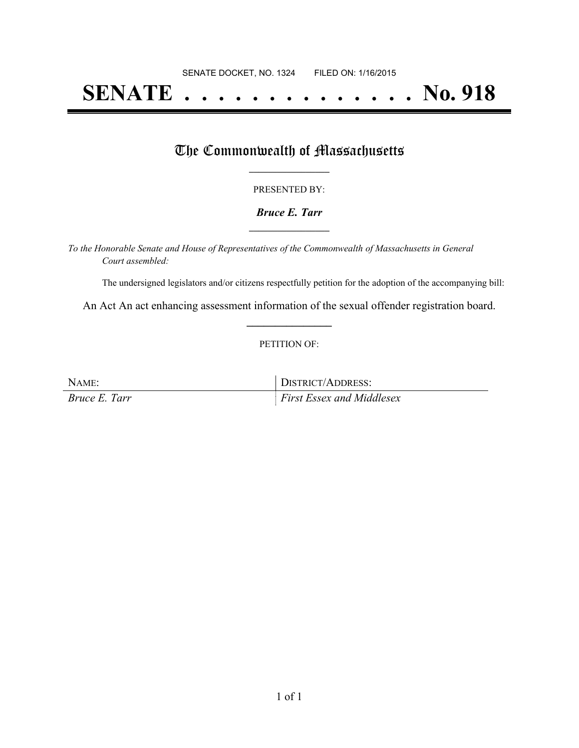SENATE DOCKET, NO. 1324        FILED ON: 1/16/2015

# SENATE . . . . . . . . . . . . . . . No. 918

## The Commonwealth of Massachusetts

PRESENTED BY:

***Bruce E. Tarr***

*To the Honorable Senate and House of Representatives of the Commonwealth of Massachusetts in General Court assembled:*

The undersigned legislators and/or citizens respectfully petition for the adoption of the accompanying bill:

An Act An act enhancing assessment information of the sexual offender registration board.

PETITION OF:

| NAME: | DISTRICT/ADDRESS: |
| --- | --- |
| *Bruce E. Tarr* | *First Essex and Middlesex* |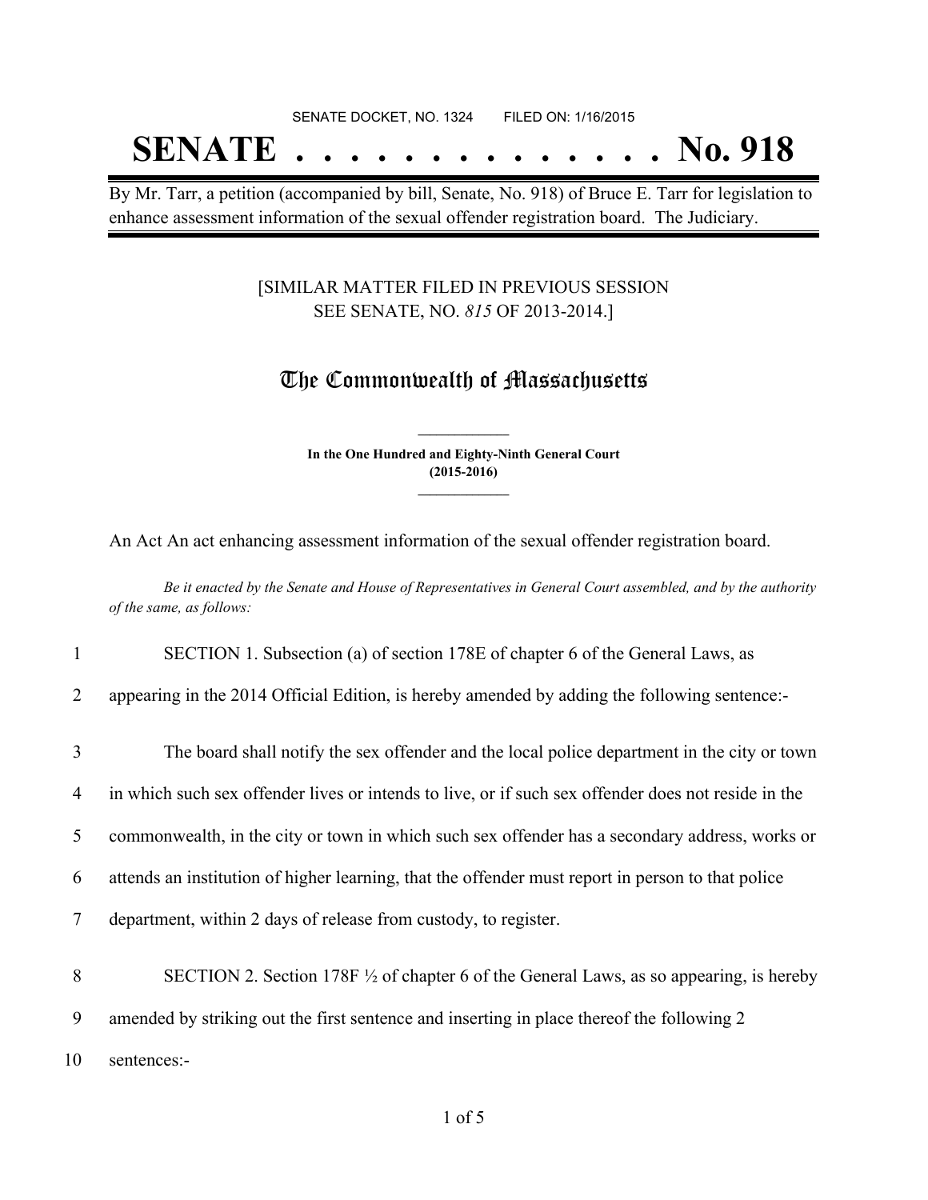SENATE DOCKET, NO. 1324 FILED ON: 1/16/2015

# SENATE . . . . . . . . . . . . . . No. 918

By Mr. Tarr, a petition (accompanied by bill, Senate, No. 918) of Bruce E. Tarr for legislation to enhance assessment information of the sexual offender registration board. The Judiciary.

[SIMILAR MATTER FILED IN PREVIOUS SESSION SEE SENATE, NO. *815* OF 2013-2014.]

## The Commonwealth of Massachusetts

**In the One Hundred and Eighty-Ninth General Court (2015-2016)**

An Act An act enhancing assessment information of the sexual offender registration board.

*Be it enacted by the Senate and House of Representatives in General Court assembled, and by the authority of the same, as follows:*

1 SECTION 1. Subsection (a) of section 178E of chapter 6 of the General Laws, as
2 appearing in the 2014 Official Edition, is hereby amended by adding the following sentence:-

3 The board shall notify the sex offender and the local police department in the city or town
4 in which such sex offender lives or intends to live, or if such sex offender does not reside in the
5 commonwealth, in the city or town in which such sex offender has a secondary address, works or
6 attends an institution of higher learning, that the offender must report in person to that police
7 department, within 2 days of release from custody, to register.

8 SECTION 2. Section 178F ½ of chapter 6 of the General Laws, as so appearing, is hereby
9 amended by striking out the first sentence and inserting in place thereof the following 2
10 sentences:-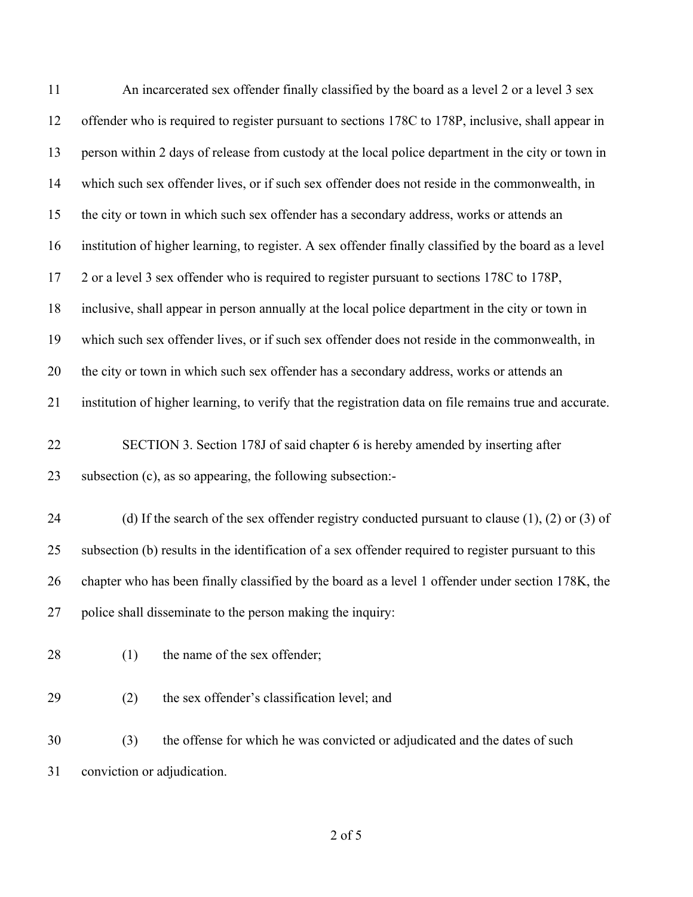An incarcerated sex offender finally classified by the board as a level 2 or a level 3 sex offender who is required to register pursuant to sections 178C to 178P, inclusive, shall appear in person within 2 days of release from custody at the local police department in the city or town in which such sex offender lives, or if such sex offender does not reside in the commonwealth, in the city or town in which such sex offender has a secondary address, works or attends an institution of higher learning, to register. A sex offender finally classified by the board as a level 2 or a level 3 sex offender who is required to register pursuant to sections 178C to 178P, inclusive, shall appear in person annually at the local police department in the city or town in which such sex offender lives, or if such sex offender does not reside in the commonwealth, in the city or town in which such sex offender has a secondary address, works or attends an institution of higher learning, to verify that the registration data on file remains true and accurate.

SECTION 3. Section 178J of said chapter 6 is hereby amended by inserting after subsection (c), as so appearing, the following subsection:-

(d) If the search of the sex offender registry conducted pursuant to clause (1), (2) or (3) of subsection (b) results in the identification of a sex offender required to register pursuant to this chapter who has been finally classified by the board as a level 1 offender under section 178K, the police shall disseminate to the person making the inquiry:

(1) the name of the sex offender;

(2) the sex offender's classification level; and

(3) the offense for which he was convicted or adjudicated and the dates of such conviction or adjudication.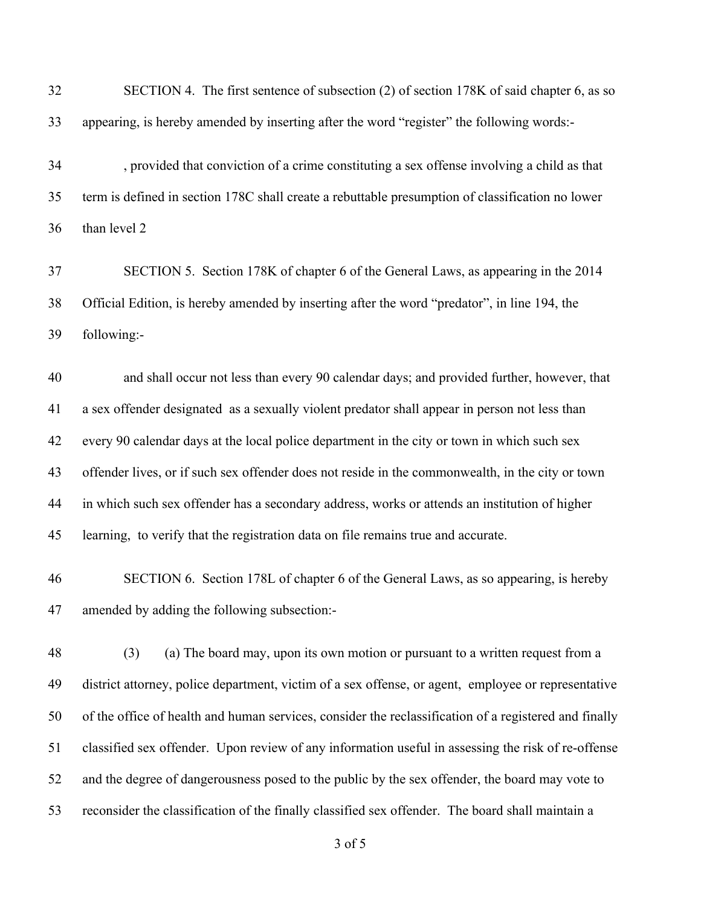SECTION 4. The first sentence of subsection (2) of section 178K of said chapter 6, as so appearing, is hereby amended by inserting after the word "register" the following words:-

, provided that conviction of a crime constituting a sex offense involving a child as that term is defined in section 178C shall create a rebuttable presumption of classification no lower than level 2

SECTION 5. Section 178K of chapter 6 of the General Laws, as appearing in the 2014 Official Edition, is hereby amended by inserting after the word "predator", in line 194, the following:-

and shall occur not less than every 90 calendar days; and provided further, however, that a sex offender designated as a sexually violent predator shall appear in person not less than every 90 calendar days at the local police department in the city or town in which such sex offender lives, or if such sex offender does not reside in the commonwealth, in the city or town in which such sex offender has a secondary address, works or attends an institution of higher learning, to verify that the registration data on file remains true and accurate.

SECTION 6. Section 178L of chapter 6 of the General Laws, as so appearing, is hereby amended by adding the following subsection:-

(3) (a) The board may, upon its own motion or pursuant to a written request from a district attorney, police department, victim of a sex offense, or agent, employee or representative of the office of health and human services, consider the reclassification of a registered and finally classified sex offender. Upon review of any information useful in assessing the risk of re-offense and the degree of dangerousness posed to the public by the sex offender, the board may vote to reconsider the classification of the finally classified sex offender. The board shall maintain a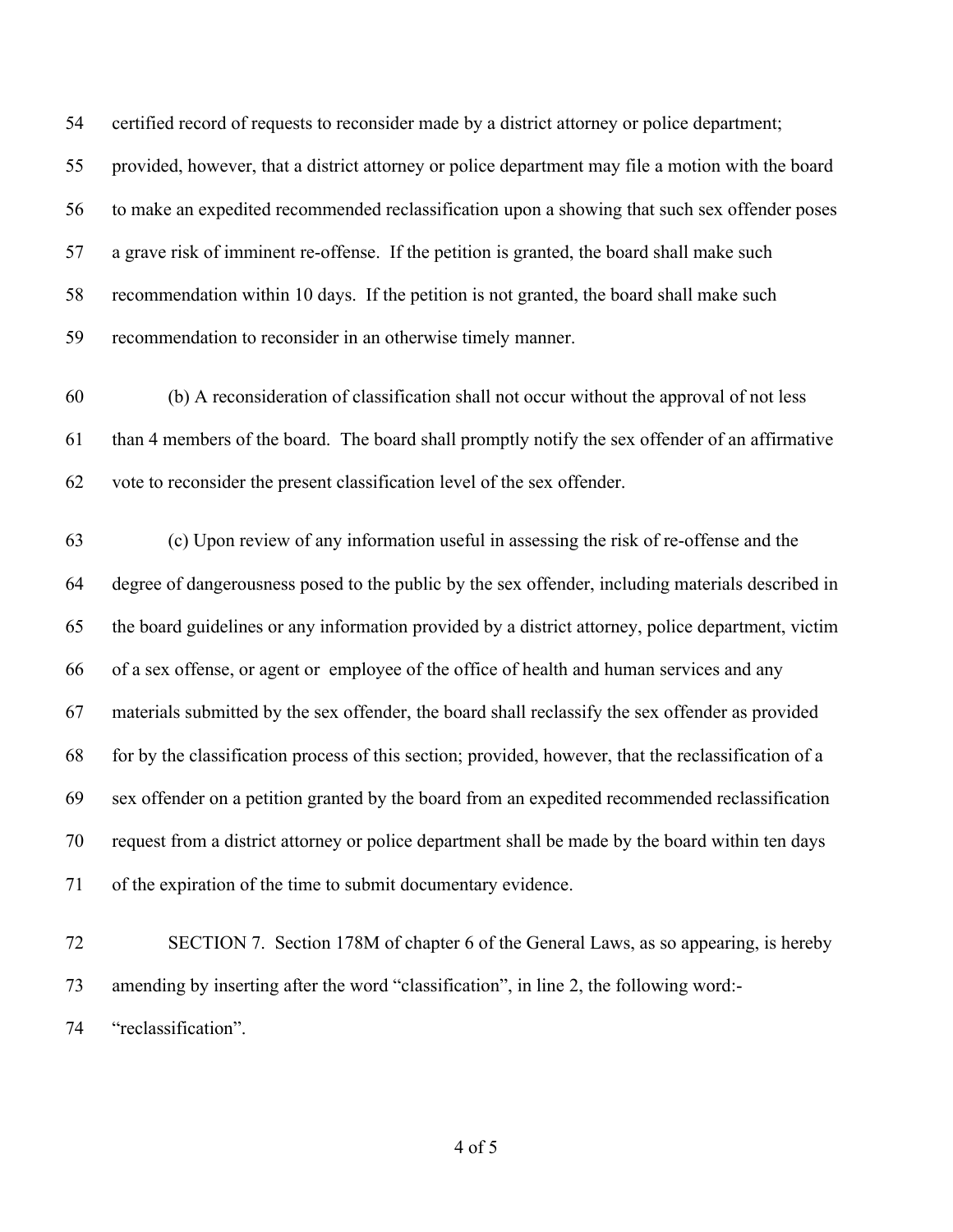certified record of requests to reconsider made by a district attorney or police department; provided, however, that a district attorney or police department may file a motion with the board to make an expedited recommended reclassification upon a showing that such sex offender poses a grave risk of imminent re-offense. If the petition is granted, the board shall make such recommendation within 10 days. If the petition is not granted, the board shall make such recommendation to reconsider in an otherwise timely manner.

(b) A reconsideration of classification shall not occur without the approval of not less than 4 members of the board. The board shall promptly notify the sex offender of an affirmative vote to reconsider the present classification level of the sex offender.

(c) Upon review of any information useful in assessing the risk of re-offense and the degree of dangerousness posed to the public by the sex offender, including materials described in the board guidelines or any information provided by a district attorney, police department, victim of a sex offense, or agent or employee of the office of health and human services and any materials submitted by the sex offender, the board shall reclassify the sex offender as provided for by the classification process of this section; provided, however, that the reclassification of a sex offender on a petition granted by the board from an expedited recommended reclassification request from a district attorney or police department shall be made by the board within ten days of the expiration of the time to submit documentary evidence.

SECTION 7. Section 178M of chapter 6 of the General Laws, as so appearing, is hereby amending by inserting after the word "classification", in line 2, the following word:- "reclassification".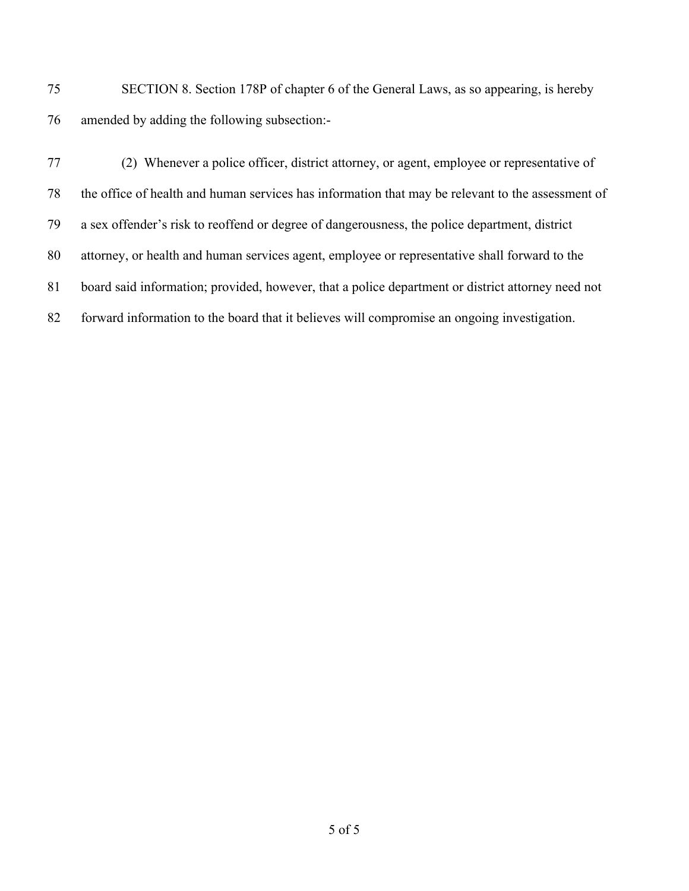SECTION 8. Section 178P of chapter 6 of the General Laws, as so appearing, is hereby amended by adding the following subsection:-

(2) Whenever a police officer, district attorney, or agent, employee or representative of the office of health and human services has information that may be relevant to the assessment of a sex offender's risk to reoffend or degree of dangerousness, the police department, district attorney, or health and human services agent, employee or representative shall forward to the board said information; provided, however, that a police department or district attorney need not forward information to the board that it believes will compromise an ongoing investigation.